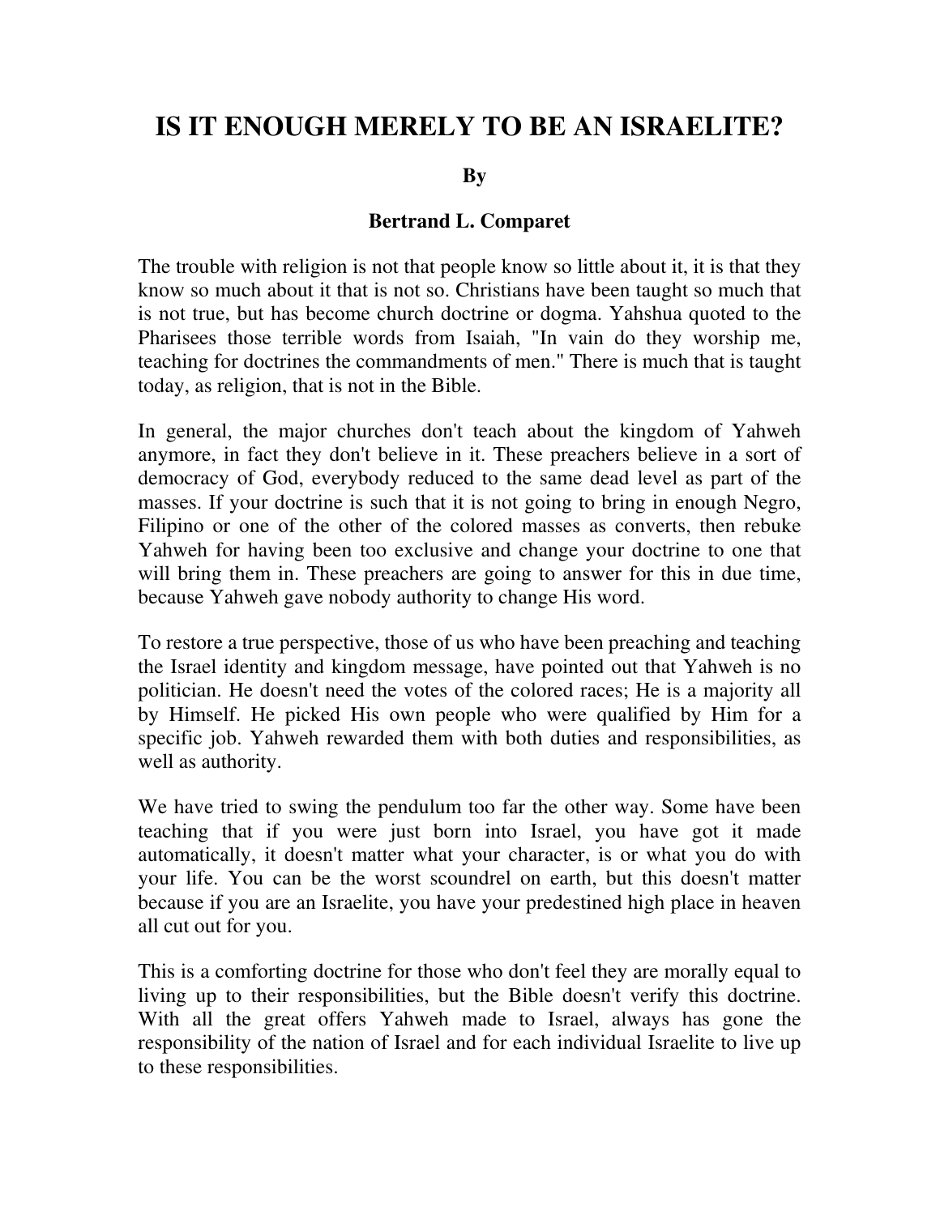# IS IT ENOUGH MERELY TO BE AN ISRAELITE?

**By**

**Bertrand L. Comparet**

The trouble with religion is not that people know so little about it, it is that they know so much about it that is not so. Christians have been taught so much that is not true, but has become church doctrine or dogma. Yahshua quoted to the Pharisees those terrible words from Isaiah, "In vain do they worship me, teaching for doctrines the commandments of men." There is much that is taught today, as religion, that is not in the Bible.

In general, the major churches don't teach about the kingdom of Yahweh anymore, in fact they don't believe in it. These preachers believe in a sort of democracy of God, everybody reduced to the same dead level as part of the masses. If your doctrine is such that it is not going to bring in enough Negro, Filipino or one of the other of the colored masses as converts, then rebuke Yahweh for having been too exclusive and change your doctrine to one that will bring them in. These preachers are going to answer for this in due time, because Yahweh gave nobody authority to change His word.

To restore a true perspective, those of us who have been preaching and teaching the Israel identity and kingdom message, have pointed out that Yahweh is no politician. He doesn't need the votes of the colored races; He is a majority all by Himself. He picked His own people who were qualified by Him for a specific job. Yahweh rewarded them with both duties and responsibilities, as well as authority.

We have tried to swing the pendulum too far the other way. Some have been teaching that if you were just born into Israel, you have got it made automatically, it doesn't matter what your character, is or what you do with your life. You can be the worst scoundrel on earth, but this doesn't matter because if you are an Israelite, you have your predestined high place in heaven all cut out for you.

This is a comforting doctrine for those who don't feel they are morally equal to living up to their responsibilities, but the Bible doesn't verify this doctrine. With all the great offers Yahweh made to Israel, always has gone the responsibility of the nation of Israel and for each individual Israelite to live up to these responsibilities.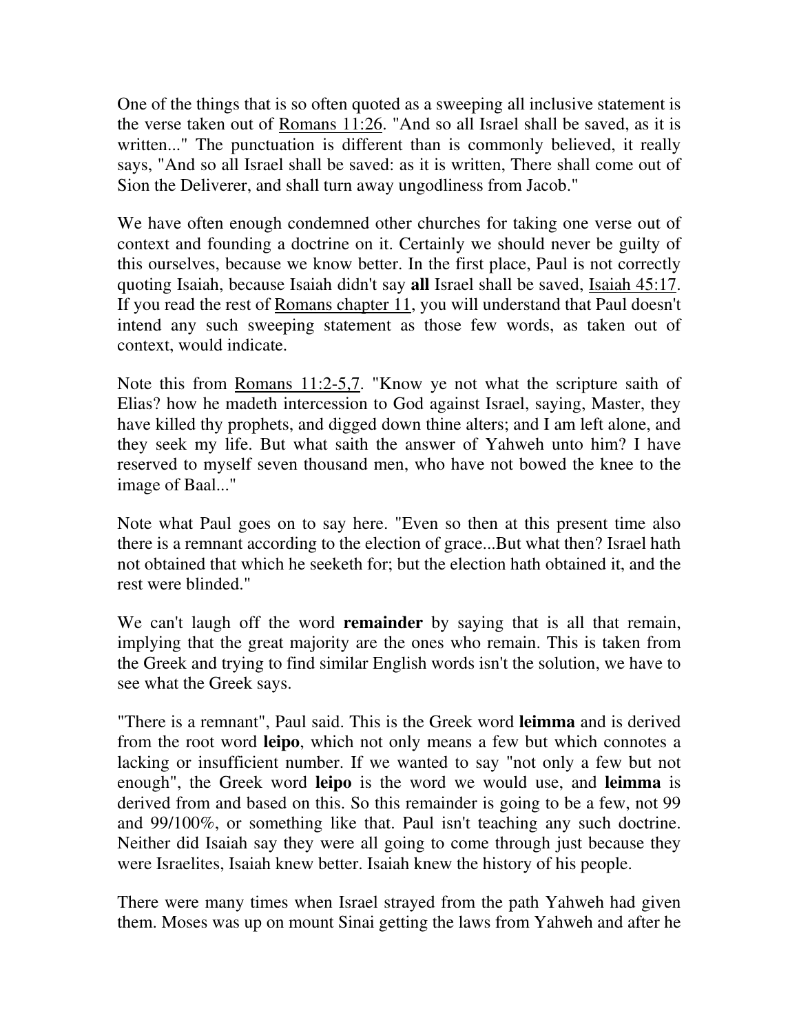One of the things that is so often quoted as a sweeping all inclusive statement is the verse taken out of Romans 11:26. "And so all Israel shall be saved, as it is written..." The punctuation is different than is commonly believed, it really says, "And so all Israel shall be saved: as it is written, There shall come out of Sion the Deliverer, and shall turn away ungodliness from Jacob."

We have often enough condemned other churches for taking one verse out of context and founding a doctrine on it. Certainly we should never be guilty of this ourselves, because we know better. In the first place, Paul is not correctly quoting Isaiah, because Isaiah didn't say **all** Israel shall be saved, Isaiah 45:17. If you read the rest of Romans chapter 11, you will understand that Paul doesn't intend any such sweeping statement as those few words, as taken out of context, would indicate.

Note this from Romans 11:2-5,7. "Know ye not what the scripture saith of Elias? how he madeth intercession to God against Israel, saying, Master, they have killed thy prophets, and digged down thine alters; and I am left alone, and they seek my life. But what saith the answer of Yahweh unto him? I have reserved to myself seven thousand men, who have not bowed the knee to the image of Baal..."

Note what Paul goes on to say here. "Even so then at this present time also there is a remnant according to the election of grace...But what then? Israel hath not obtained that which he seeketh for; but the election hath obtained it, and the rest were blinded."

We can't laugh off the word **remainder** by saying that is all that remain, implying that the great majority are the ones who remain. This is taken from the Greek and trying to find similar English words isn't the solution, we have to see what the Greek says.

"There is a remnant", Paul said. This is the Greek word **leimma** and is derived from the root word **leipo**, which not only means a few but which connotes a lacking or insufficient number. If we wanted to say "not only a few but not enough", the Greek word **leipo** is the word we would use, and **leimma** is derived from and based on this. So this remainder is going to be a few, not 99 and 99/100%, or something like that. Paul isn't teaching any such doctrine. Neither did Isaiah say they were all going to come through just because they were Israelites, Isaiah knew better. Isaiah knew the history of his people.

There were many times when Israel strayed from the path Yahweh had given them. Moses was up on mount Sinai getting the laws from Yahweh and after he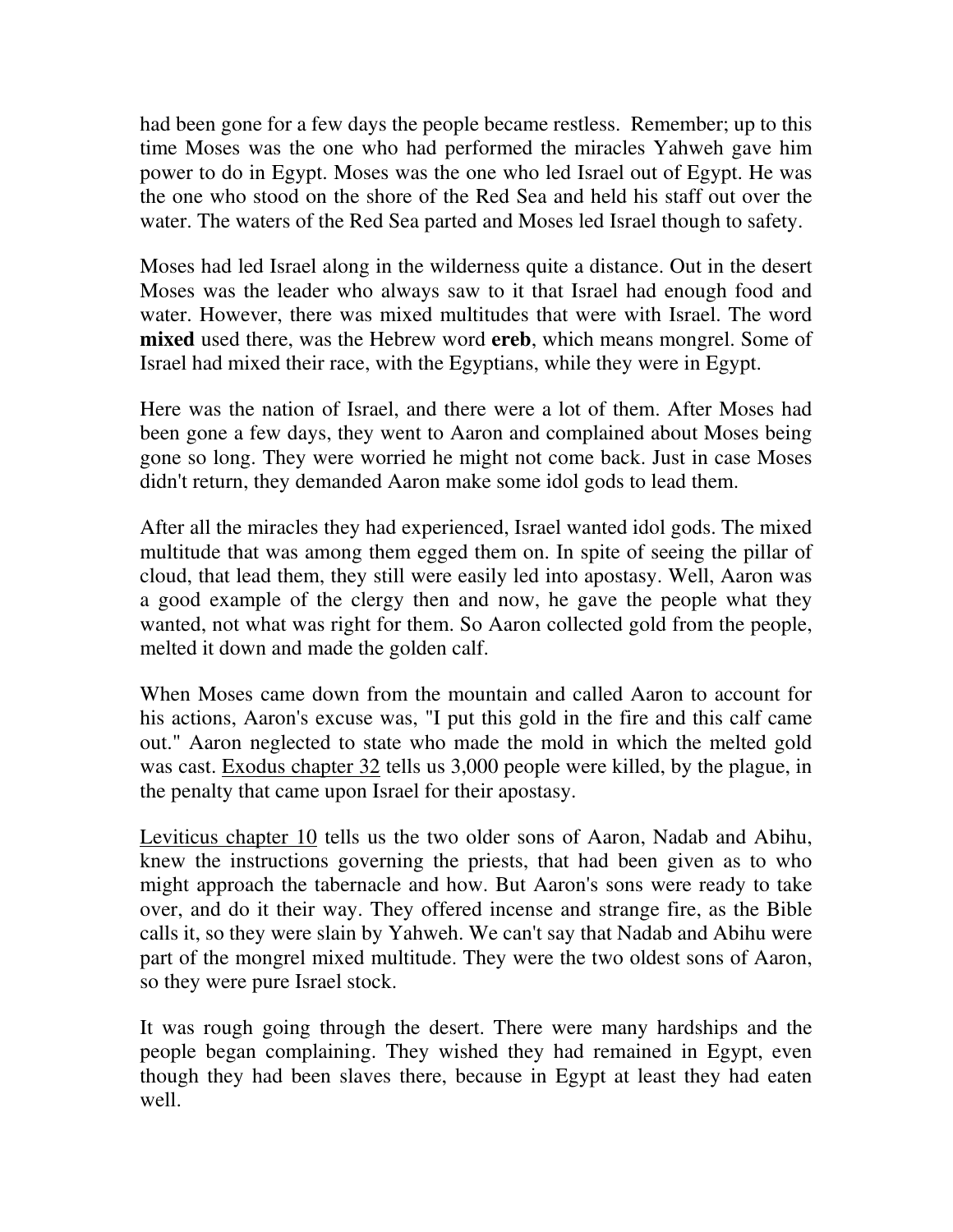had been gone for a few days the people became restless. Remember; up to this time Moses was the one who had performed the miracles Yahweh gave him power to do in Egypt. Moses was the one who led Israel out of Egypt. He was the one who stood on the shore of the Red Sea and held his staff out over the water. The waters of the Red Sea parted and Moses led Israel though to safety.

Moses had led Israel along in the wilderness quite a distance. Out in the desert Moses was the leader who always saw to it that Israel had enough food and water. However, there was mixed multitudes that were with Israel. The word **mixed** used there, was the Hebrew word **ereb**, which means mongrel. Some of Israel had mixed their race, with the Egyptians, while they were in Egypt.

Here was the nation of Israel, and there were a lot of them. After Moses had been gone a few days, they went to Aaron and complained about Moses being gone so long. They were worried he might not come back. Just in case Moses didn't return, they demanded Aaron make some idol gods to lead them.

After all the miracles they had experienced, Israel wanted idol gods. The mixed multitude that was among them egged them on. In spite of seeing the pillar of cloud, that lead them, they still were easily led into apostasy. Well, Aaron was a good example of the clergy then and now, he gave the people what they wanted, not what was right for them. So Aaron collected gold from the people, melted it down and made the golden calf.

When Moses came down from the mountain and called Aaron to account for his actions, Aaron's excuse was, "I put this gold in the fire and this calf came out." Aaron neglected to state who made the mold in which the melted gold was cast. Exodus chapter 32 tells us 3,000 people were killed, by the plague, in the penalty that came upon Israel for their apostasy.

Leviticus chapter 10 tells us the two older sons of Aaron, Nadab and Abihu, knew the instructions governing the priests, that had been given as to who might approach the tabernacle and how. But Aaron's sons were ready to take over, and do it their way. They offered incense and strange fire, as the Bible calls it, so they were slain by Yahweh. We can't say that Nadab and Abihu were part of the mongrel mixed multitude. They were the two oldest sons of Aaron, so they were pure Israel stock.

It was rough going through the desert. There were many hardships and the people began complaining. They wished they had remained in Egypt, even though they had been slaves there, because in Egypt at least they had eaten well.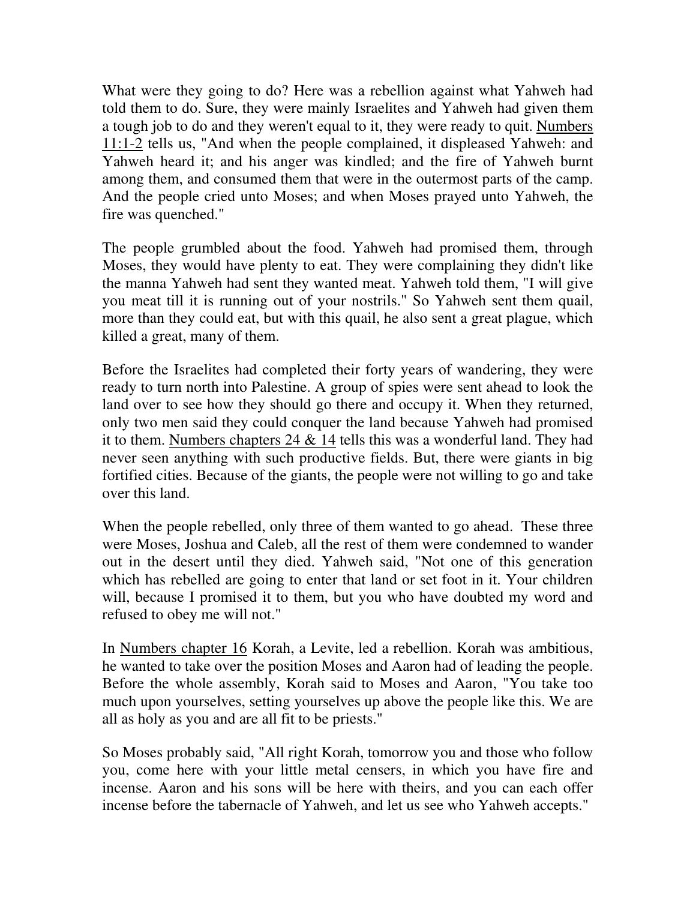What were they going to do? Here was a rebellion against what Yahweh had told them to do. Sure, they were mainly Israelites and Yahweh had given them a tough job to do and they weren't equal to it, they were ready to quit. Numbers 11:1-2 tells us, "And when the people complained, it displeased Yahweh: and Yahweh heard it; and his anger was kindled; and the fire of Yahweh burnt among them, and consumed them that were in the outermost parts of the camp. And the people cried unto Moses; and when Moses prayed unto Yahweh, the fire was quenched."

The people grumbled about the food. Yahweh had promised them, through Moses, they would have plenty to eat. They were complaining they didn't like the manna Yahweh had sent they wanted meat. Yahweh told them, "I will give you meat till it is running out of your nostrils." So Yahweh sent them quail, more than they could eat, but with this quail, he also sent a great plague, which killed a great, many of them.

Before the Israelites had completed their forty years of wandering, they were ready to turn north into Palestine. A group of spies were sent ahead to look the land over to see how they should go there and occupy it. When they returned, only two men said they could conquer the land because Yahweh had promised it to them. Numbers chapters 24 & 14 tells this was a wonderful land. They had never seen anything with such productive fields. But, there were giants in big fortified cities. Because of the giants, the people were not willing to go and take over this land.

When the people rebelled, only three of them wanted to go ahead. These three were Moses, Joshua and Caleb, all the rest of them were condemned to wander out in the desert until they died. Yahweh said, "Not one of this generation which has rebelled are going to enter that land or set foot in it. Your children will, because I promised it to them, but you who have doubted my word and refused to obey me will not."

In Numbers chapter 16 Korah, a Levite, led a rebellion. Korah was ambitious, he wanted to take over the position Moses and Aaron had of leading the people. Before the whole assembly, Korah said to Moses and Aaron, "You take too much upon yourselves, setting yourselves up above the people like this. We are all as holy as you and are all fit to be priests."

So Moses probably said, "All right Korah, tomorrow you and those who follow you, come here with your little metal censers, in which you have fire and incense. Aaron and his sons will be here with theirs, and you can each offer incense before the tabernacle of Yahweh, and let us see who Yahweh accepts."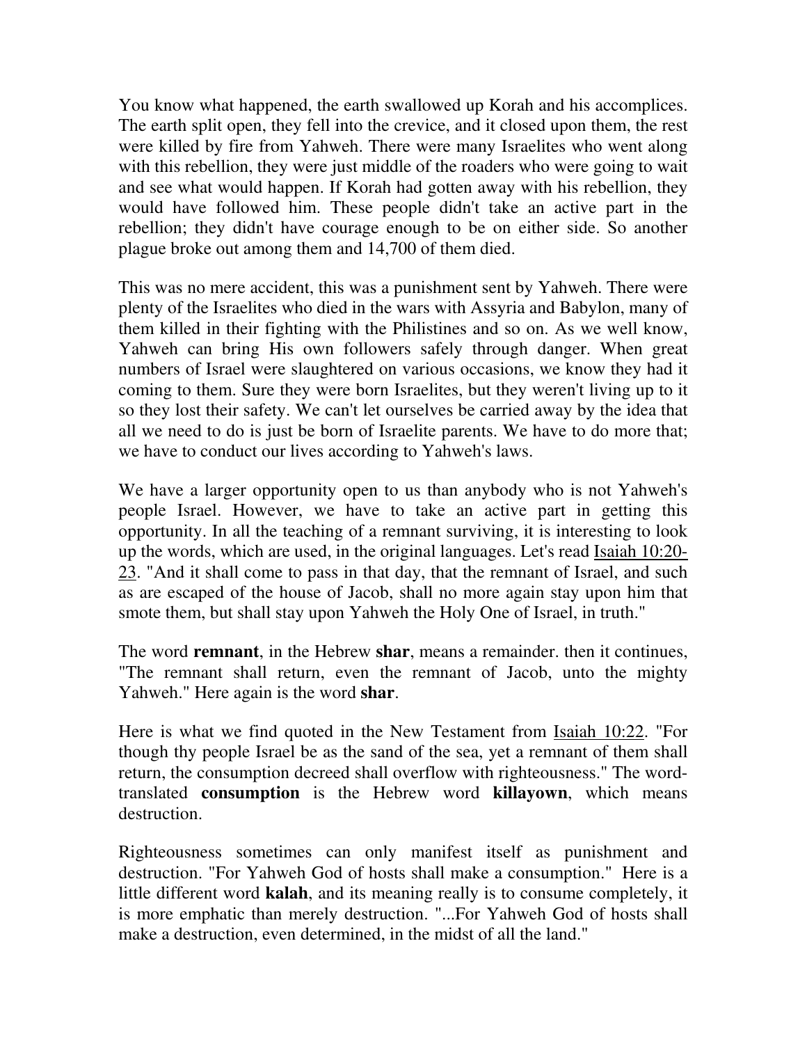You know what happened, the earth swallowed up Korah and his accomplices. The earth split open, they fell into the crevice, and it closed upon them, the rest were killed by fire from Yahweh. There were many Israelites who went along with this rebellion, they were just middle of the roaders who were going to wait and see what would happen. If Korah had gotten away with his rebellion, they would have followed him. These people didn't take an active part in the rebellion; they didn't have courage enough to be on either side. So another plague broke out among them and 14,700 of them died.

This was no mere accident, this was a punishment sent by Yahweh. There were plenty of the Israelites who died in the wars with Assyria and Babylon, many of them killed in their fighting with the Philistines and so on. As we well know, Yahweh can bring His own followers safely through danger. When great numbers of Israel were slaughtered on various occasions, we know they had it coming to them. Sure they were born Israelites, but they weren't living up to it so they lost their safety. We can't let ourselves be carried away by the idea that all we need to do is just be born of Israelite parents. We have to do more that; we have to conduct our lives according to Yahweh's laws.

We have a larger opportunity open to us than anybody who is not Yahweh's people Israel. However, we have to take an active part in getting this opportunity. In all the teaching of a remnant surviving, it is interesting to look up the words, which are used, in the original languages. Let's read Isaiah 10:20-23. "And it shall come to pass in that day, that the remnant of Israel, and such as are escaped of the house of Jacob, shall no more again stay upon him that smote them, but shall stay upon Yahweh the Holy One of Israel, in truth."

The word **remnant**, in the Hebrew **shar**, means a remainder. then it continues, "The remnant shall return, even the remnant of Jacob, unto the mighty Yahweh." Here again is the word **shar**.

Here is what we find quoted in the New Testament from Isaiah 10:22. "For though thy people Israel be as the sand of the sea, yet a remnant of them shall return, the consumption decreed shall overflow with righteousness." The word-translated **consumption** is the Hebrew word **killayown**, which means destruction.

Righteousness sometimes can only manifest itself as punishment and destruction. "For Yahweh God of hosts shall make a consumption." Here is a little different word **kalah**, and its meaning really is to consume completely, it is more emphatic than merely destruction. "...For Yahweh God of hosts shall make a destruction, even determined, in the midst of all the land."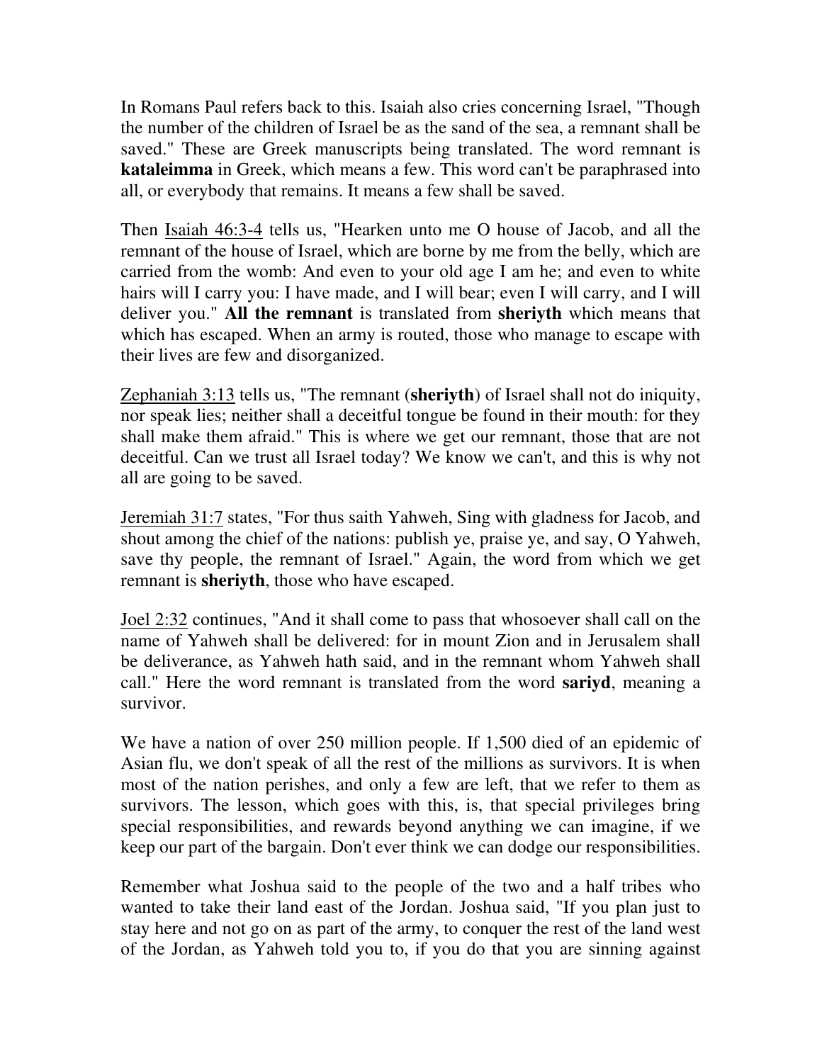In Romans Paul refers back to this. Isaiah also cries concerning Israel, "Though the number of the children of Israel be as the sand of the sea, a remnant shall be saved." These are Greek manuscripts being translated. The word remnant is **kataleimma** in Greek, which means a few. This word can't be paraphrased into all, or everybody that remains. It means a few shall be saved.

Then Isaiah 46:3-4 tells us, "Hearken unto me O house of Jacob, and all the remnant of the house of Israel, which are borne by me from the belly, which are carried from the womb: And even to your old age I am he; and even to white hairs will I carry you: I have made, and I will bear; even I will carry, and I will deliver you." **All the remnant** is translated from **sheriyth** which means that which has escaped. When an army is routed, those who manage to escape with their lives are few and disorganized.

Zephaniah 3:13 tells us, "The remnant (**sheriyth**) of Israel shall not do iniquity, nor speak lies; neither shall a deceitful tongue be found in their mouth: for they shall make them afraid." This is where we get our remnant, those that are not deceitful. Can we trust all Israel today? We know we can't, and this is why not all are going to be saved.

Jeremiah 31:7 states, "For thus saith Yahweh, Sing with gladness for Jacob, and shout among the chief of the nations: publish ye, praise ye, and say, O Yahweh, save thy people, the remnant of Israel." Again, the word from which we get remnant is **sheriyth**, those who have escaped.

Joel 2:32 continues, "And it shall come to pass that whosoever shall call on the name of Yahweh shall be delivered: for in mount Zion and in Jerusalem shall be deliverance, as Yahweh hath said, and in the remnant whom Yahweh shall call." Here the word remnant is translated from the word **sariyd**, meaning a survivor.

We have a nation of over 250 million people. If 1,500 died of an epidemic of Asian flu, we don't speak of all the rest of the millions as survivors. It is when most of the nation perishes, and only a few are left, that we refer to them as survivors. The lesson, which goes with this, is, that special privileges bring special responsibilities, and rewards beyond anything we can imagine, if we keep our part of the bargain. Don't ever think we can dodge our responsibilities.

Remember what Joshua said to the people of the two and a half tribes who wanted to take their land east of the Jordan. Joshua said, "If you plan just to stay here and not go on as part of the army, to conquer the rest of the land west of the Jordan, as Yahweh told you to, if you do that you are sinning against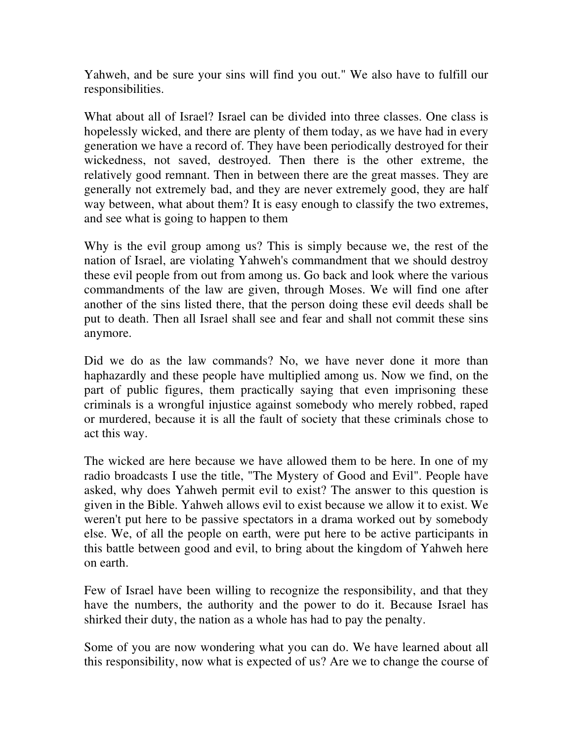Yahweh, and be sure your sins will find you out." We also have to fulfill our responsibilities.

What about all of Israel? Israel can be divided into three classes. One class is hopelessly wicked, and there are plenty of them today, as we have had in every generation we have a record of. They have been periodically destroyed for their wickedness, not saved, destroyed. Then there is the other extreme, the relatively good remnant. Then in between there are the great masses. They are generally not extremely bad, and they are never extremely good, they are half way between, what about them? It is easy enough to classify the two extremes, and see what is going to happen to them

Why is the evil group among us? This is simply because we, the rest of the nation of Israel, are violating Yahweh's commandment that we should destroy these evil people from out from among us. Go back and look where the various commandments of the law are given, through Moses. We will find one after another of the sins listed there, that the person doing these evil deeds shall be put to death. Then all Israel shall see and fear and shall not commit these sins anymore.

Did we do as the law commands? No, we have never done it more than haphazardly and these people have multiplied among us. Now we find, on the part of public figures, them practically saying that even imprisoning these criminals is a wrongful injustice against somebody who merely robbed, raped or murdered, because it is all the fault of society that these criminals chose to act this way.

The wicked are here because we have allowed them to be here. In one of my radio broadcasts I use the title, "The Mystery of Good and Evil". People have asked, why does Yahweh permit evil to exist? The answer to this question is given in the Bible. Yahweh allows evil to exist because we allow it to exist. We weren't put here to be passive spectators in a drama worked out by somebody else. We, of all the people on earth, were put here to be active participants in this battle between good and evil, to bring about the kingdom of Yahweh here on earth.

Few of Israel have been willing to recognize the responsibility, and that they have the numbers, the authority and the power to do it. Because Israel has shirked their duty, the nation as a whole has had to pay the penalty.

Some of you are now wondering what you can do. We have learned about all this responsibility, now what is expected of us? Are we to change the course of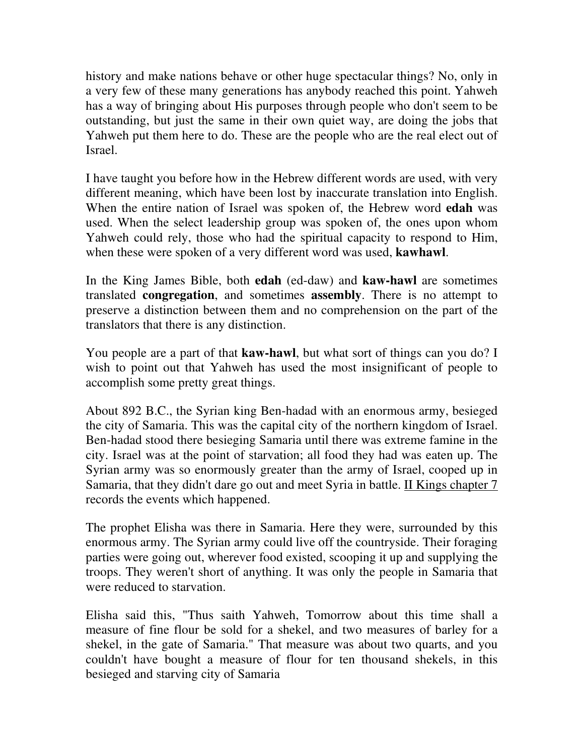history and make nations behave or other huge spectacular things? No, only in a very few of these many generations has anybody reached this point. Yahweh has a way of bringing about His purposes through people who don't seem to be outstanding, but just the same in their own quiet way, are doing the jobs that Yahweh put them here to do. These are the people who are the real elect out of Israel.

I have taught you before how in the Hebrew different words are used, with very different meaning, which have been lost by inaccurate translation into English. When the entire nation of Israel was spoken of, the Hebrew word **edah** was used. When the select leadership group was spoken of, the ones upon whom Yahweh could rely, those who had the spiritual capacity to respond to Him, when these were spoken of a very different word was used, **kawhawl**.

In the King James Bible, both **edah** (ed-daw) and **kaw-hawl** are sometimes translated **congregation**, and sometimes **assembly**. There is no attempt to preserve a distinction between them and no comprehension on the part of the translators that there is any distinction.

You people are a part of that **kaw-hawl**, but what sort of things can you do? I wish to point out that Yahweh has used the most insignificant of people to accomplish some pretty great things.

About 892 B.C., the Syrian king Ben-hadad with an enormous army, besieged the city of Samaria. This was the capital city of the northern kingdom of Israel. Ben-hadad stood there besieging Samaria until there was extreme famine in the city. Israel was at the point of starvation; all food they had was eaten up. The Syrian army was so enormously greater than the army of Israel, cooped up in Samaria, that they didn't dare go out and meet Syria in battle. II Kings chapter 7 records the events which happened.

The prophet Elisha was there in Samaria. Here they were, surrounded by this enormous army. The Syrian army could live off the countryside. Their foraging parties were going out, wherever food existed, scooping it up and supplying the troops. They weren't short of anything. It was only the people in Samaria that were reduced to starvation.

Elisha said this, "Thus saith Yahweh, Tomorrow about this time shall a measure of fine flour be sold for a shekel, and two measures of barley for a shekel, in the gate of Samaria." That measure was about two quarts, and you couldn't have bought a measure of flour for ten thousand shekels, in this besieged and starving city of Samaria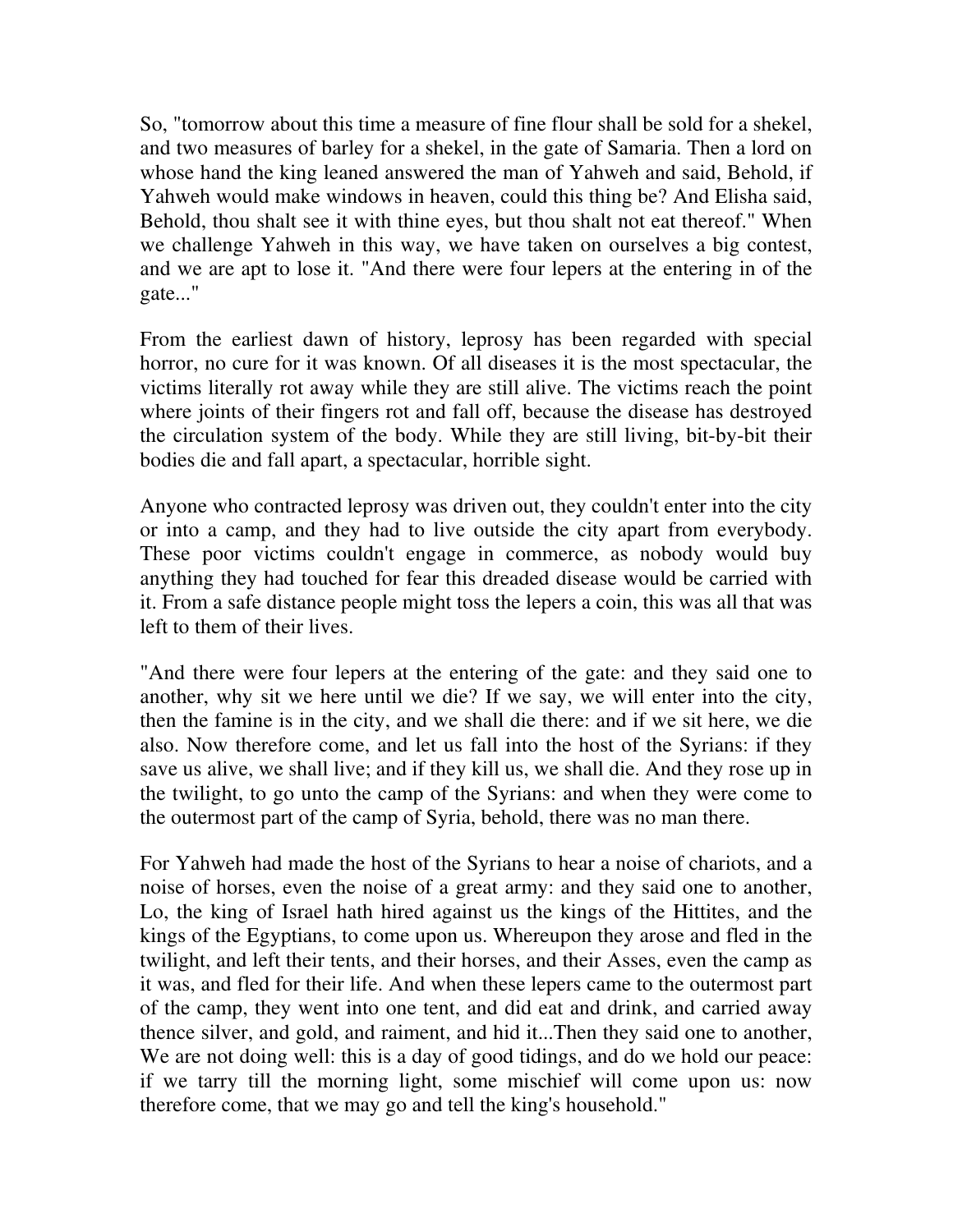So, "tomorrow about this time a measure of fine flour shall be sold for a shekel, and two measures of barley for a shekel, in the gate of Samaria. Then a lord on whose hand the king leaned answered the man of Yahweh and said, Behold, if Yahweh would make windows in heaven, could this thing be? And Elisha said, Behold, thou shalt see it with thine eyes, but thou shalt not eat thereof." When we challenge Yahweh in this way, we have taken on ourselves a big contest, and we are apt to lose it. "And there were four lepers at the entering in of the gate..."

From the earliest dawn of history, leprosy has been regarded with special horror, no cure for it was known. Of all diseases it is the most spectacular, the victims literally rot away while they are still alive. The victims reach the point where joints of their fingers rot and fall off, because the disease has destroyed the circulation system of the body. While they are still living, bit-by-bit their bodies die and fall apart, a spectacular, horrible sight.

Anyone who contracted leprosy was driven out, they couldn't enter into the city or into a camp, and they had to live outside the city apart from everybody. These poor victims couldn't engage in commerce, as nobody would buy anything they had touched for fear this dreaded disease would be carried with it. From a safe distance people might toss the lepers a coin, this was all that was left to them of their lives.

"And there were four lepers at the entering of the gate: and they said one to another, why sit we here until we die? If we say, we will enter into the city, then the famine is in the city, and we shall die there: and if we sit here, we die also. Now therefore come, and let us fall into the host of the Syrians: if they save us alive, we shall live; and if they kill us, we shall die. And they rose up in the twilight, to go unto the camp of the Syrians: and when they were come to the outermost part of the camp of Syria, behold, there was no man there.

For Yahweh had made the host of the Syrians to hear a noise of chariots, and a noise of horses, even the noise of a great army: and they said one to another, Lo, the king of Israel hath hired against us the kings of the Hittites, and the kings of the Egyptians, to come upon us. Whereupon they arose and fled in the twilight, and left their tents, and their horses, and their Asses, even the camp as it was, and fled for their life. And when these lepers came to the outermost part of the camp, they went into one tent, and did eat and drink, and carried away thence silver, and gold, and raiment, and hid it...Then they said one to another, We are not doing well: this is a day of good tidings, and do we hold our peace: if we tarry till the morning light, some mischief will come upon us: now therefore come, that we may go and tell the king's household."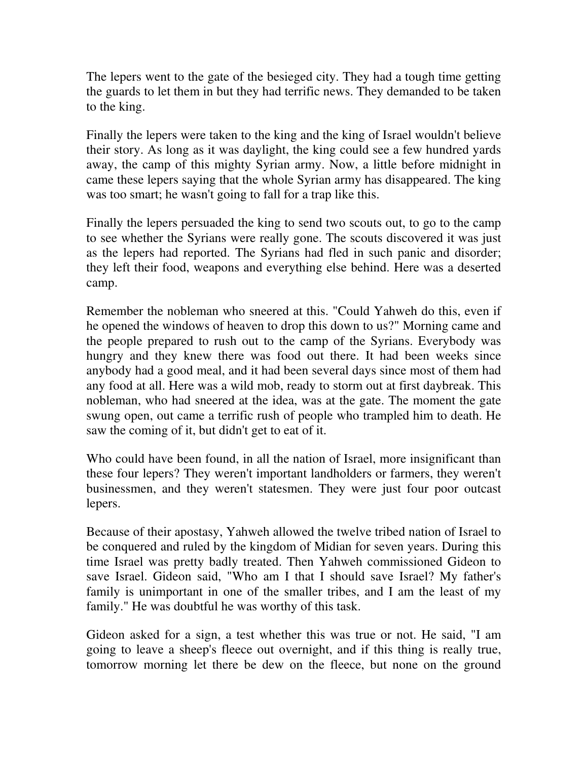The lepers went to the gate of the besieged city. They had a tough time getting the guards to let them in but they had terrific news. They demanded to be taken to the king.

Finally the lepers were taken to the king and the king of Israel wouldn't believe their story. As long as it was daylight, the king could see a few hundred yards away, the camp of this mighty Syrian army. Now, a little before midnight in came these lepers saying that the whole Syrian army has disappeared. The king was too smart; he wasn't going to fall for a trap like this.

Finally the lepers persuaded the king to send two scouts out, to go to the camp to see whether the Syrians were really gone. The scouts discovered it was just as the lepers had reported. The Syrians had fled in such panic and disorder; they left their food, weapons and everything else behind. Here was a deserted camp.

Remember the nobleman who sneered at this. "Could Yahweh do this, even if he opened the windows of heaven to drop this down to us?" Morning came and the people prepared to rush out to the camp of the Syrians. Everybody was hungry and they knew there was food out there. It had been weeks since anybody had a good meal, and it had been several days since most of them had any food at all. Here was a wild mob, ready to storm out at first daybreak. This nobleman, who had sneered at the idea, was at the gate. The moment the gate swung open, out came a terrific rush of people who trampled him to death. He saw the coming of it, but didn't get to eat of it.

Who could have been found, in all the nation of Israel, more insignificant than these four lepers? They weren't important landholders or farmers, they weren't businessmen, and they weren't statesmen. They were just four poor outcast lepers.

Because of their apostasy, Yahweh allowed the twelve tribed nation of Israel to be conquered and ruled by the kingdom of Midian for seven years. During this time Israel was pretty badly treated. Then Yahweh commissioned Gideon to save Israel. Gideon said, "Who am I that I should save Israel? My father's family is unimportant in one of the smaller tribes, and I am the least of my family." He was doubtful he was worthy of this task.

Gideon asked for a sign, a test whether this was true or not. He said, "I am going to leave a sheep's fleece out overnight, and if this thing is really true, tomorrow morning let there be dew on the fleece, but none on the ground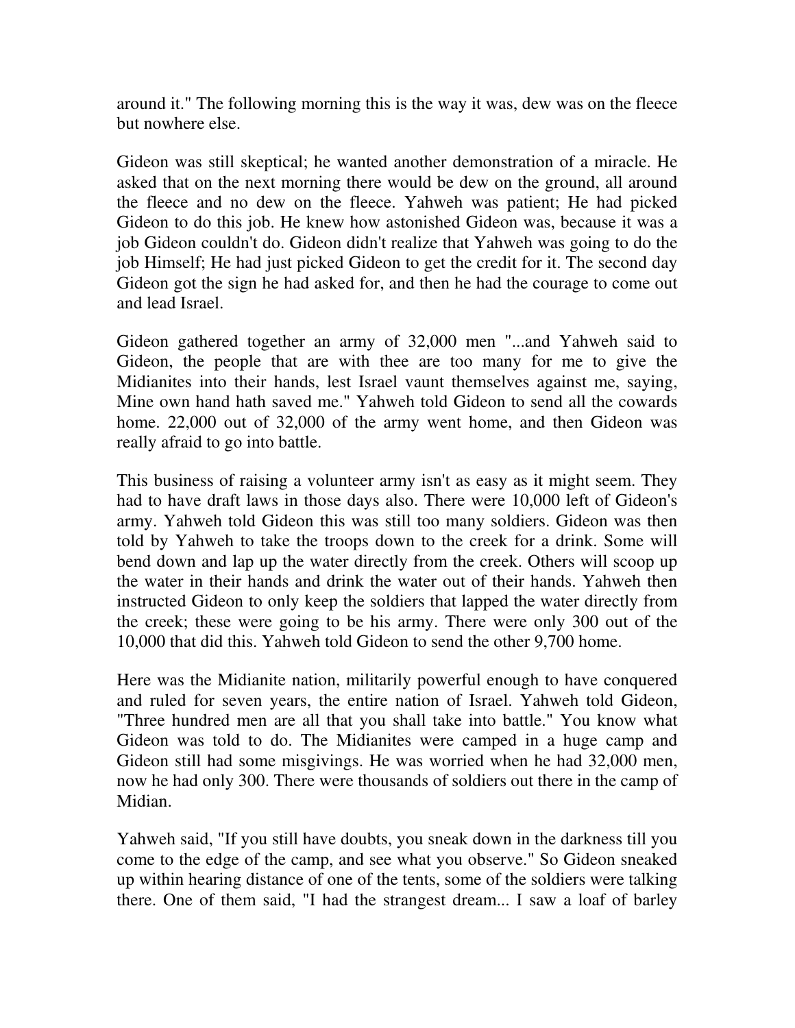around it." The following morning this is the way it was, dew was on the fleece but nowhere else.

Gideon was still skeptical; he wanted another demonstration of a miracle. He asked that on the next morning there would be dew on the ground, all around the fleece and no dew on the fleece. Yahweh was patient; He had picked Gideon to do this job. He knew how astonished Gideon was, because it was a job Gideon couldn't do. Gideon didn't realize that Yahweh was going to do the job Himself; He had just picked Gideon to get the credit for it. The second day Gideon got the sign he had asked for, and then he had the courage to come out and lead Israel.

Gideon gathered together an army of 32,000 men "...and Yahweh said to Gideon, the people that are with thee are too many for me to give the Midianites into their hands, lest Israel vaunt themselves against me, saying, Mine own hand hath saved me." Yahweh told Gideon to send all the cowards home. 22,000 out of 32,000 of the army went home, and then Gideon was really afraid to go into battle.

This business of raising a volunteer army isn't as easy as it might seem. They had to have draft laws in those days also. There were 10,000 left of Gideon's army. Yahweh told Gideon this was still too many soldiers. Gideon was then told by Yahweh to take the troops down to the creek for a drink. Some will bend down and lap up the water directly from the creek. Others will scoop up the water in their hands and drink the water out of their hands. Yahweh then instructed Gideon to only keep the soldiers that lapped the water directly from the creek; these were going to be his army. There were only 300 out of the 10,000 that did this. Yahweh told Gideon to send the other 9,700 home.

Here was the Midianite nation, militarily powerful enough to have conquered and ruled for seven years, the entire nation of Israel. Yahweh told Gideon, "Three hundred men are all that you shall take into battle." You know what Gideon was told to do. The Midianites were camped in a huge camp and Gideon still had some misgivings. He was worried when he had 32,000 men, now he had only 300. There were thousands of soldiers out there in the camp of Midian.

Yahweh said, "If you still have doubts, you sneak down in the darkness till you come to the edge of the camp, and see what you observe." So Gideon sneaked up within hearing distance of one of the tents, some of the soldiers were talking there. One of them said, "I had the strangest dream... I saw a loaf of barley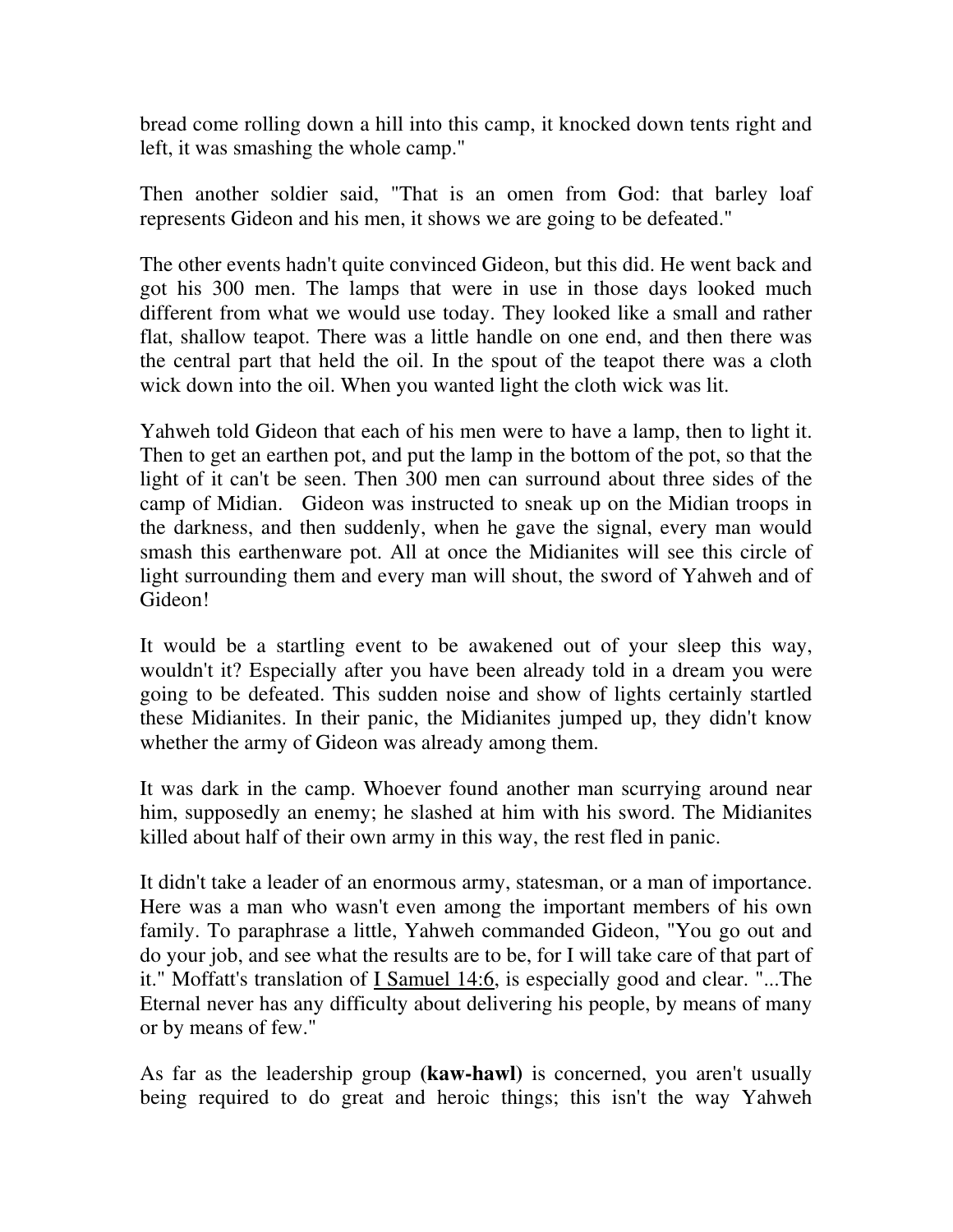bread come rolling down a hill into this camp, it knocked down tents right and left, it was smashing the whole camp."

Then another soldier said, "That is an omen from God: that barley loaf represents Gideon and his men, it shows we are going to be defeated."

The other events hadn't quite convinced Gideon, but this did. He went back and got his 300 men. The lamps that were in use in those days looked much different from what we would use today. They looked like a small and rather flat, shallow teapot. There was a little handle on one end, and then there was the central part that held the oil. In the spout of the teapot there was a cloth wick down into the oil. When you wanted light the cloth wick was lit.

Yahweh told Gideon that each of his men were to have a lamp, then to light it. Then to get an earthen pot, and put the lamp in the bottom of the pot, so that the light of it can't be seen. Then 300 men can surround about three sides of the camp of Midian. Gideon was instructed to sneak up on the Midian troops in the darkness, and then suddenly, when he gave the signal, every man would smash this earthenware pot. All at once the Midianites will see this circle of light surrounding them and every man will shout, the sword of Yahweh and of Gideon!

It would be a startling event to be awakened out of your sleep this way, wouldn't it? Especially after you have been already told in a dream you were going to be defeated. This sudden noise and show of lights certainly startled these Midianites. In their panic, the Midianites jumped up, they didn't know whether the army of Gideon was already among them.

It was dark in the camp. Whoever found another man scurrying around near him, supposedly an enemy; he slashed at him with his sword. The Midianites killed about half of their own army in this way, the rest fled in panic.

It didn't take a leader of an enormous army, statesman, or a man of importance. Here was a man who wasn't even among the important members of his own family. To paraphrase a little, Yahweh commanded Gideon, "You go out and do your job, and see what the results are to be, for I will take care of that part of it." Moffatt's translation of I Samuel 14:6, is especially good and clear. "...The Eternal never has any difficulty about delivering his people, by means of many or by means of few."

As far as the leadership group **(kaw-hawl)** is concerned, you aren't usually being required to do great and heroic things; this isn't the way Yahweh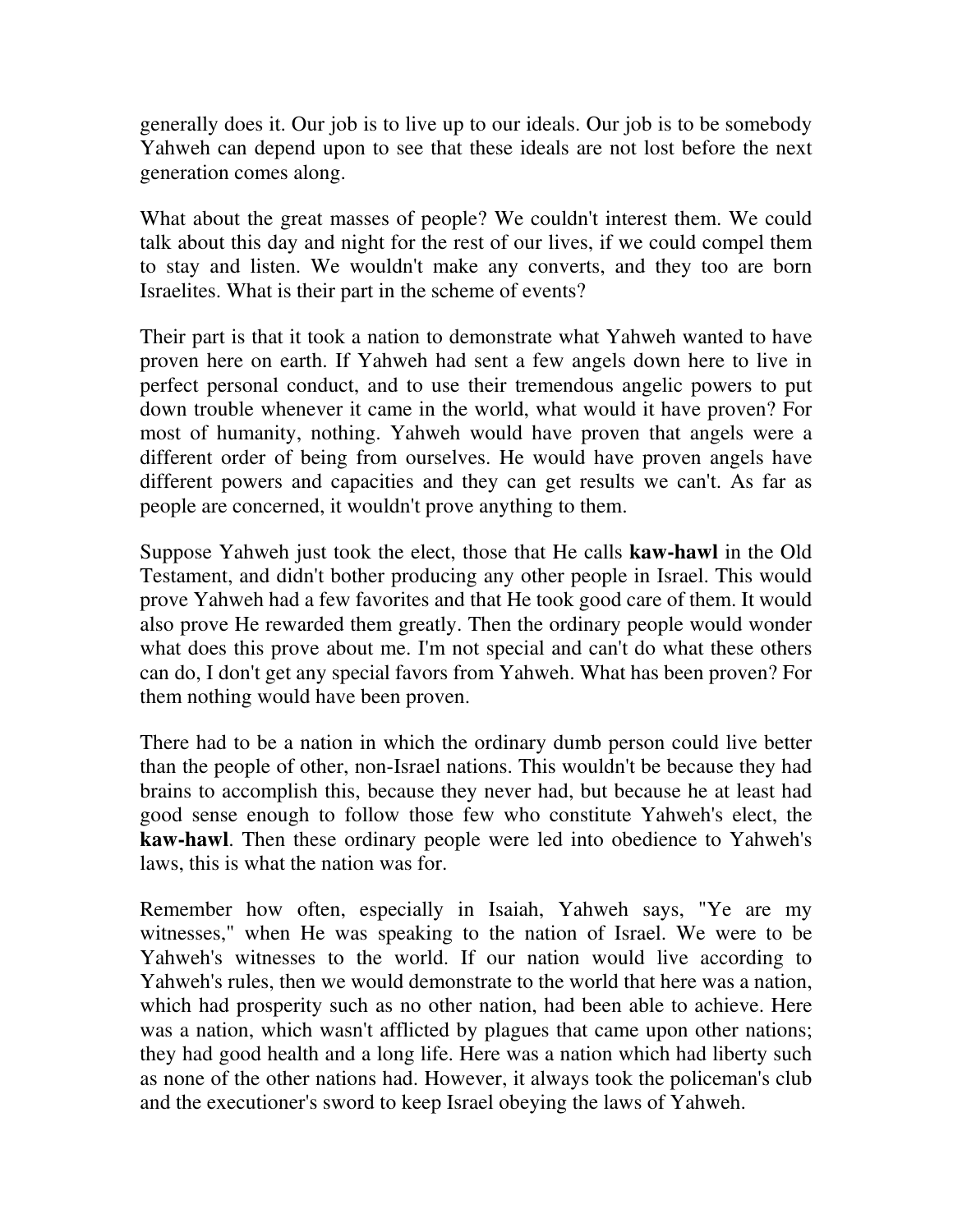generally does it. Our job is to live up to our ideals. Our job is to be somebody Yahweh can depend upon to see that these ideals are not lost before the next generation comes along.

What about the great masses of people? We couldn't interest them. We could talk about this day and night for the rest of our lives, if we could compel them to stay and listen. We wouldn't make any converts, and they too are born Israelites. What is their part in the scheme of events?

Their part is that it took a nation to demonstrate what Yahweh wanted to have proven here on earth. If Yahweh had sent a few angels down here to live in perfect personal conduct, and to use their tremendous angelic powers to put down trouble whenever it came in the world, what would it have proven? For most of humanity, nothing. Yahweh would have proven that angels were a different order of being from ourselves. He would have proven angels have different powers and capacities and they can get results we can't. As far as people are concerned, it wouldn't prove anything to them.

Suppose Yahweh just took the elect, those that He calls **kaw-hawl** in the Old Testament, and didn't bother producing any other people in Israel. This would prove Yahweh had a few favorites and that He took good care of them. It would also prove He rewarded them greatly. Then the ordinary people would wonder what does this prove about me. I'm not special and can't do what these others can do, I don't get any special favors from Yahweh. What has been proven? For them nothing would have been proven.

There had to be a nation in which the ordinary dumb person could live better than the people of other, non-Israel nations. This wouldn't be because they had brains to accomplish this, because they never had, but because he at least had good sense enough to follow those few who constitute Yahweh's elect, the **kaw-hawl**. Then these ordinary people were led into obedience to Yahweh's laws, this is what the nation was for.

Remember how often, especially in Isaiah, Yahweh says, "Ye are my witnesses," when He was speaking to the nation of Israel. We were to be Yahweh's witnesses to the world. If our nation would live according to Yahweh's rules, then we would demonstrate to the world that here was a nation, which had prosperity such as no other nation, had been able to achieve. Here was a nation, which wasn't afflicted by plagues that came upon other nations; they had good health and a long life. Here was a nation which had liberty such as none of the other nations had. However, it always took the policeman's club and the executioner's sword to keep Israel obeying the laws of Yahweh.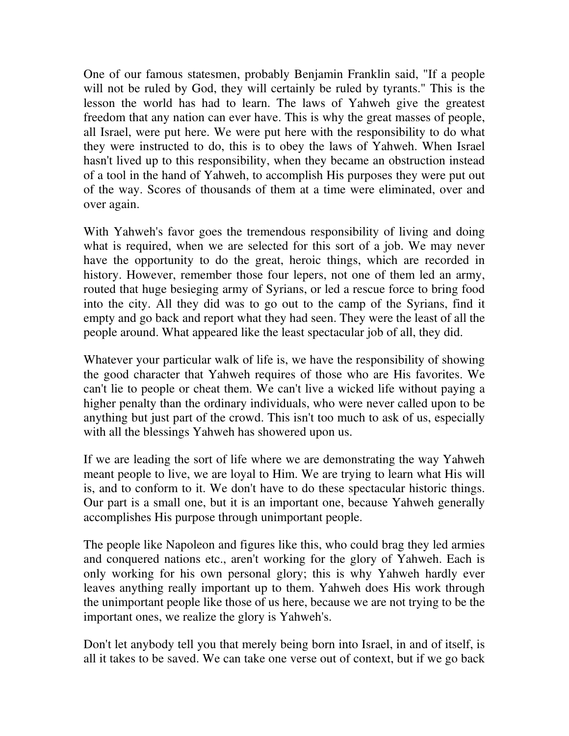One of our famous statesmen, probably Benjamin Franklin said, "If a people will not be ruled by God, they will certainly be ruled by tyrants." This is the lesson the world has had to learn. The laws of Yahweh give the greatest freedom that any nation can ever have. This is why the great masses of people, all Israel, were put here. We were put here with the responsibility to do what they were instructed to do, this is to obey the laws of Yahweh. When Israel hasn't lived up to this responsibility, when they became an obstruction instead of a tool in the hand of Yahweh, to accomplish His purposes they were put out of the way. Scores of thousands of them at a time were eliminated, over and over again.

With Yahweh's favor goes the tremendous responsibility of living and doing what is required, when we are selected for this sort of a job. We may never have the opportunity to do the great, heroic things, which are recorded in history. However, remember those four lepers, not one of them led an army, routed that huge besieging army of Syrians, or led a rescue force to bring food into the city. All they did was to go out to the camp of the Syrians, find it empty and go back and report what they had seen. They were the least of all the people around. What appeared like the least spectacular job of all, they did.

Whatever your particular walk of life is, we have the responsibility of showing the good character that Yahweh requires of those who are His favorites. We can't lie to people or cheat them. We can't live a wicked life without paying a higher penalty than the ordinary individuals, who were never called upon to be anything but just part of the crowd. This isn't too much to ask of us, especially with all the blessings Yahweh has showered upon us.

If we are leading the sort of life where we are demonstrating the way Yahweh meant people to live, we are loyal to Him. We are trying to learn what His will is, and to conform to it. We don't have to do these spectacular historic things. Our part is a small one, but it is an important one, because Yahweh generally accomplishes His purpose through unimportant people.

The people like Napoleon and figures like this, who could brag they led armies and conquered nations etc., aren't working for the glory of Yahweh. Each is only working for his own personal glory; this is why Yahweh hardly ever leaves anything really important up to them. Yahweh does His work through the unimportant people like those of us here, because we are not trying to be the important ones, we realize the glory is Yahweh's.

Don't let anybody tell you that merely being born into Israel, in and of itself, is all it takes to be saved. We can take one verse out of context, but if we go back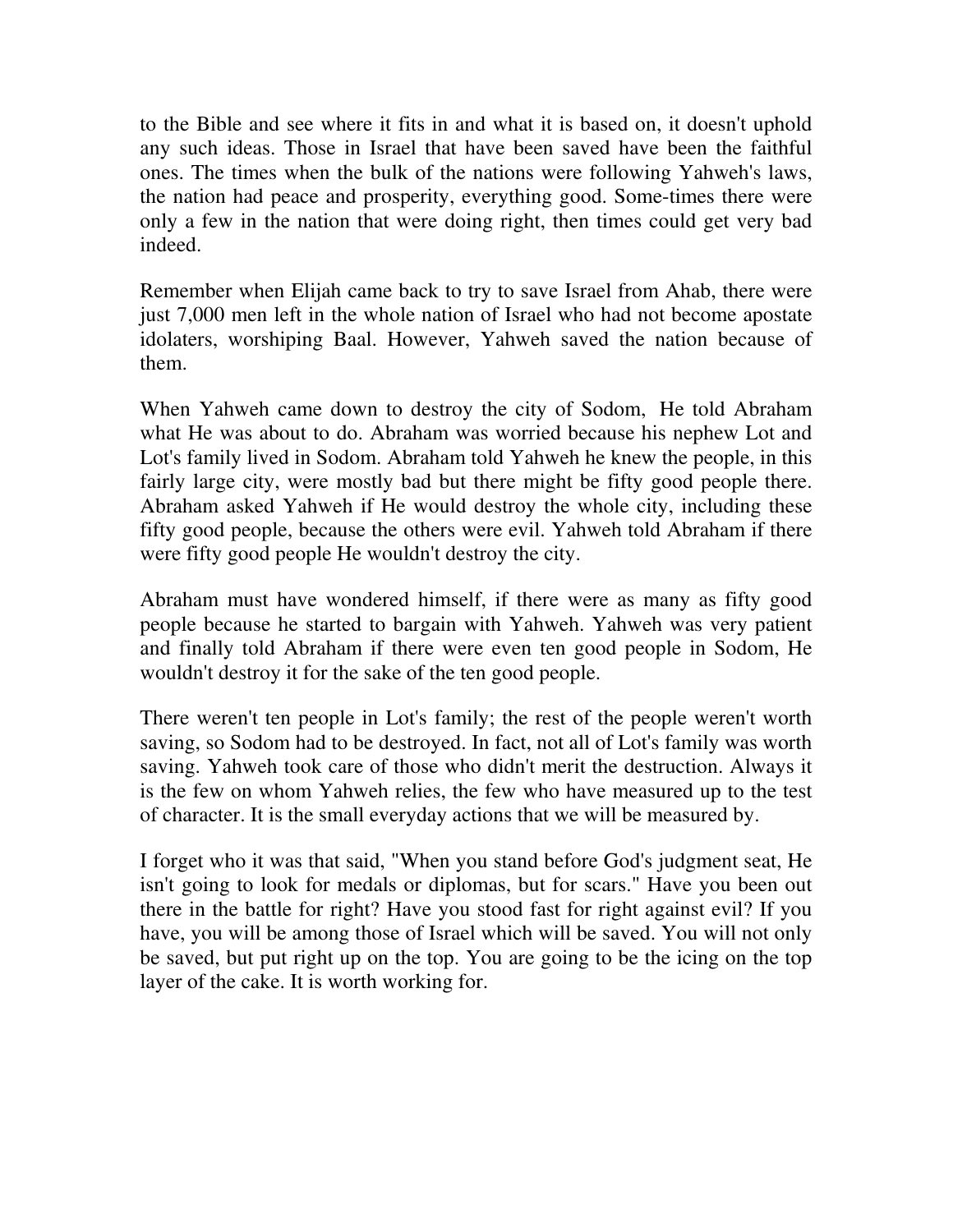to the Bible and see where it fits in and what it is based on, it doesn't uphold any such ideas. Those in Israel that have been saved have been the faithful ones. The times when the bulk of the nations were following Yahweh's laws, the nation had peace and prosperity, everything good. Some-times there were only a few in the nation that were doing right, then times could get very bad indeed.

Remember when Elijah came back to try to save Israel from Ahab, there were just 7,000 men left in the whole nation of Israel who had not become apostate idolaters, worshiping Baal. However, Yahweh saved the nation because of them.

When Yahweh came down to destroy the city of Sodom, He told Abraham what He was about to do. Abraham was worried because his nephew Lot and Lot's family lived in Sodom. Abraham told Yahweh he knew the people, in this fairly large city, were mostly bad but there might be fifty good people there. Abraham asked Yahweh if He would destroy the whole city, including these fifty good people, because the others were evil. Yahweh told Abraham if there were fifty good people He wouldn't destroy the city.

Abraham must have wondered himself, if there were as many as fifty good people because he started to bargain with Yahweh. Yahweh was very patient and finally told Abraham if there were even ten good people in Sodom, He wouldn't destroy it for the sake of the ten good people.

There weren't ten people in Lot's family; the rest of the people weren't worth saving, so Sodom had to be destroyed. In fact, not all of Lot's family was worth saving. Yahweh took care of those who didn't merit the destruction. Always it is the few on whom Yahweh relies, the few who have measured up to the test of character. It is the small everyday actions that we will be measured by.

I forget who it was that said, "When you stand before God's judgment seat, He isn't going to look for medals or diplomas, but for scars." Have you been out there in the battle for right? Have you stood fast for right against evil? If you have, you will be among those of Israel which will be saved. You will not only be saved, but put right up on the top. You are going to be the icing on the top layer of the cake. It is worth working for.